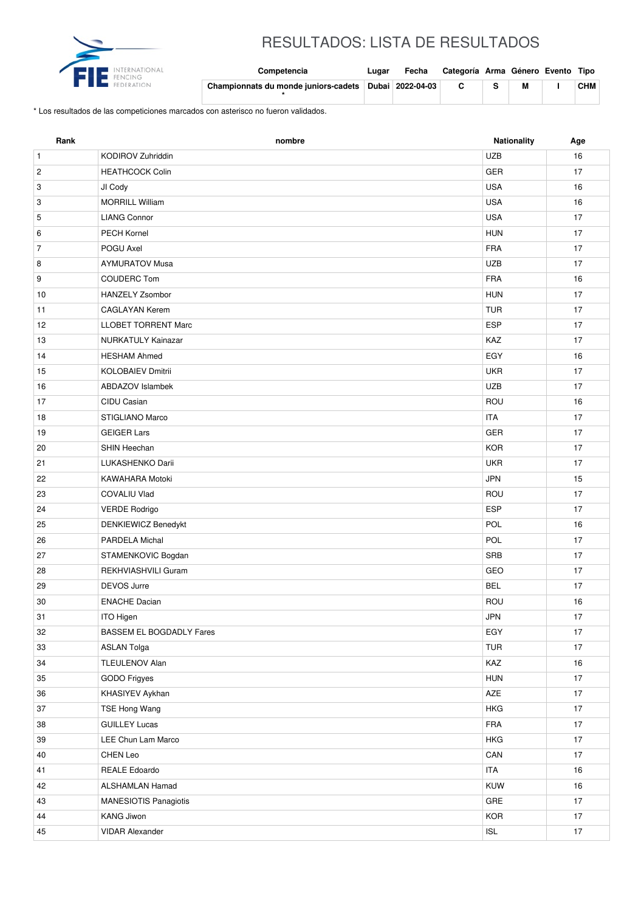# RESULTADOS: LISTA DE RESULTADOS

| Competencia | Lugar | Fecha | Categoría | Arma | Género | Evento | Tipo |
|---|---|---|---|---|---|---|---|
| **Championnats du monde juniors-cadets \*** | **Dubai** | **2022-04-03** | **C** | **S** | **M** | **I** | **CHM** |

\* Los resultados de las competiciones marcados con asterisco no fueron validados.

| Rank | nombre | Nationality | Age |
|---|---|---|---|
| 1 | KODIROV Zuhriddin | UZB | 16 |
| 2 | HEATHCOCK Colin | GER | 17 |
| 3 | JI Cody | USA | 16 |
| 3 | MORRILL William | USA | 16 |
| 5 | LIANG Connor | USA | 17 |
| 6 | PECH Kornel | HUN | 17 |
| 7 | POGU Axel | FRA | 17 |
| 8 | AYMURATOV Musa | UZB | 17 |
| 9 | COUDERC Tom | FRA | 16 |
| 10 | HANZELY Zsombor | HUN | 17 |
| 11 | CAGLAYAN Kerem | TUR | 17 |
| 12 | LLOBET TORRENT Marc | ESP | 17 |
| 13 | NURKATULY Kainazar | KAZ | 17 |
| 14 | HESHAM Ahmed | EGY | 16 |
| 15 | KOLOBAIEV Dmitrii | UKR | 17 |
| 16 | ABDAZOV Islambek | UZB | 17 |
| 17 | CIDU Casian | ROU | 16 |
| 18 | STIGLIANO Marco | ITA | 17 |
| 19 | GEIGER Lars | GER | 17 |
| 20 | SHIN Heechan | KOR | 17 |
| 21 | LUKASHENKO Darii | UKR | 17 |
| 22 | KAWAHARA Motoki | JPN | 15 |
| 23 | COVALIU Vlad | ROU | 17 |
| 24 | VERDE Rodrigo | ESP | 17 |
| 25 | DENKIEWICZ Benedykt | POL | 16 |
| 26 | PARDELA Michal | POL | 17 |
| 27 | STAMENKOVIC Bogdan | SRB | 17 |
| 28 | REKHVIASHVILI Guram | GEO | 17 |
| 29 | DEVOS Jurre | BEL | 17 |
| 30 | ENACHE Dacian | ROU | 16 |
| 31 | ITO Higen | JPN | 17 |
| 32 | BASSEM EL BOGDADLY Fares | EGY | 17 |
| 33 | ASLAN Tolga | TUR | 17 |
| 34 | TLEULENOV Alan | KAZ | 16 |
| 35 | GODO Frigyes | HUN | 17 |
| 36 | KHASIYEV Aykhan | AZE | 17 |
| 37 | TSE Hong Wang | HKG | 17 |
| 38 | GUILLEY Lucas | FRA | 17 |
| 39 | LEE Chun Lam Marco | HKG | 17 |
| 40 | CHEN Leo | CAN | 17 |
| 41 | REALE Edoardo | ITA | 16 |
| 42 | ALSHAMLAN Hamad | KUW | 16 |
| 43 | MANESIOTIS Panagiotis | GRE | 17 |
| 44 | KANG Jiwon | KOR | 17 |
| 45 | VIDAR Alexander | ISL | 17 |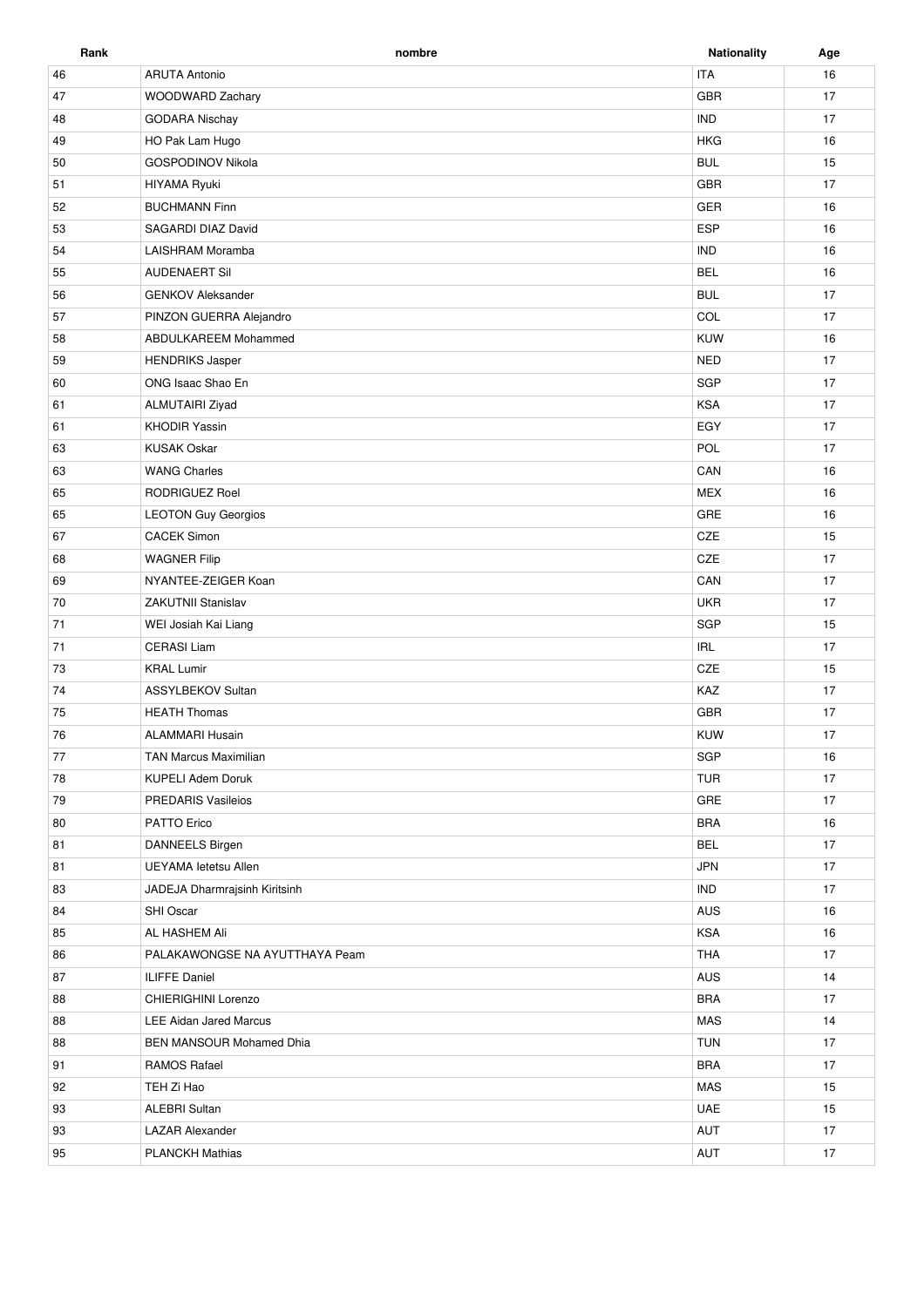| Rank | nombre | Nationality | Age |
| --- | --- | --- | --- |
| 46 | ARUTA Antonio | ITA | 16 |
| 47 | WOODWARD Zachary | GBR | 17 |
| 48 | GODARA Nischay | IND | 17 |
| 49 | HO Pak Lam Hugo | HKG | 16 |
| 50 | GOSPODINOV Nikola | BUL | 15 |
| 51 | HIYAMA Ryuki | GBR | 17 |
| 52 | BUCHMANN Finn | GER | 16 |
| 53 | SAGARDI DIAZ David | ESP | 16 |
| 54 | LAISHRAM Moramba | IND | 16 |
| 55 | AUDENAERT Sil | BEL | 16 |
| 56 | GENKOV Aleksander | BUL | 17 |
| 57 | PINZON GUERRA Alejandro | COL | 17 |
| 58 | ABDULKAREEM Mohammed | KUW | 16 |
| 59 | HENDRIKS Jasper | NED | 17 |
| 60 | ONG Isaac Shao En | SGP | 17 |
| 61 | ALMUTAIRI Ziyad | KSA | 17 |
| 61 | KHODIR Yassin | EGY | 17 |
| 63 | KUSAK Oskar | POL | 17 |
| 63 | WANG Charles | CAN | 16 |
| 65 | RODRIGUEZ Roel | MEX | 16 |
| 65 | LEOTON Guy Georgios | GRE | 16 |
| 67 | CACEK Simon | CZE | 15 |
| 68 | WAGNER Filip | CZE | 17 |
| 69 | NYANTEE-ZEIGER Koan | CAN | 17 |
| 70 | ZAKUTNII Stanislav | UKR | 17 |
| 71 | WEI Josiah Kai Liang | SGP | 15 |
| 71 | CERASI Liam | IRL | 17 |
| 73 | KRAL Lumir | CZE | 15 |
| 74 | ASSYLBEKOV Sultan | KAZ | 17 |
| 75 | HEATH Thomas | GBR | 17 |
| 76 | ALAMMARI Husain | KUW | 17 |
| 77 | TAN Marcus Maximilian | SGP | 16 |
| 78 | KUPELI Adem Doruk | TUR | 17 |
| 79 | PREDARIS Vasileios | GRE | 17 |
| 80 | PATTO Erico | BRA | 16 |
| 81 | DANNEELS Birgen | BEL | 17 |
| 81 | UEYAMA Ietetsu Allen | JPN | 17 |
| 83 | JADEJA Dharmrajsinh Kiritsinh | IND | 17 |
| 84 | SHI Oscar | AUS | 16 |
| 85 | AL HASHEM Ali | KSA | 16 |
| 86 | PALAKAWONGSE NA AYUTTHAYA Peam | THA | 17 |
| 87 | ILIFFE Daniel | AUS | 14 |
| 88 | CHIERIGHINI Lorenzo | BRA | 17 |
| 88 | LEE Aidan Jared Marcus | MAS | 14 |
| 88 | BEN MANSOUR Mohamed Dhia | TUN | 17 |
| 91 | RAMOS Rafael | BRA | 17 |
| 92 | TEH Zi Hao | MAS | 15 |
| 93 | ALEBRI Sultan | UAE | 15 |
| 93 | LAZAR Alexander | AUT | 17 |
| 95 | PLANCKH Mathias | AUT | 17 |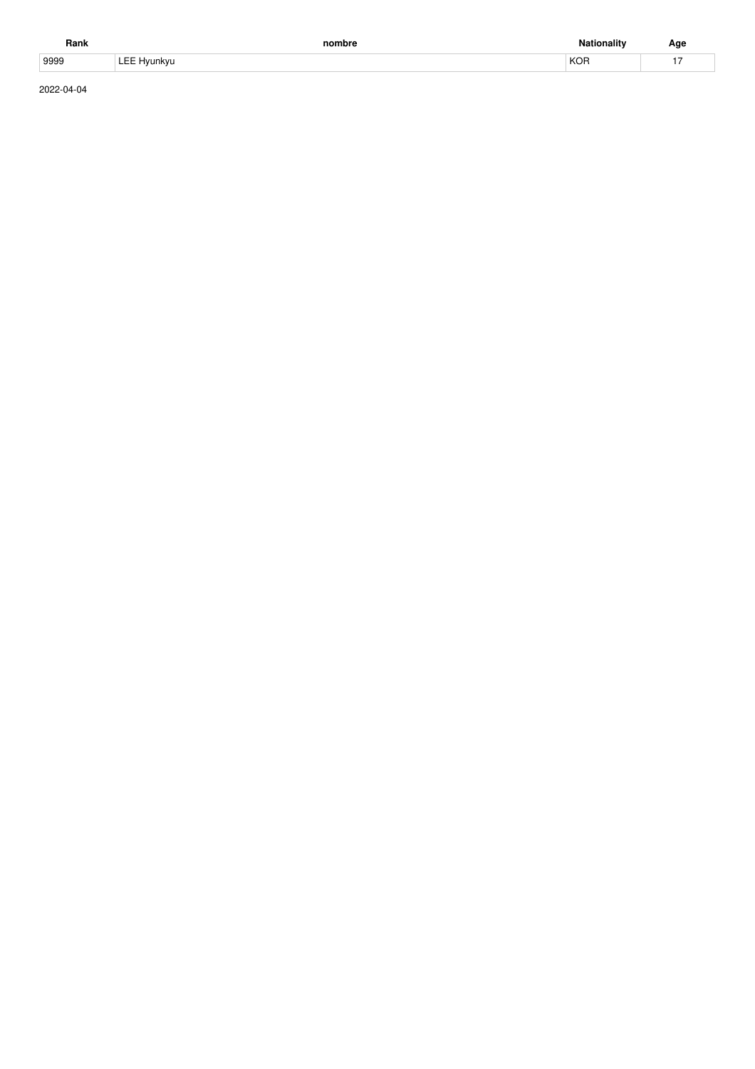| Rank | nombre | Nationality | Age |
|---|---|---|---|
| 9999 | LEE Hyunkyu | KOR | 17 |

2022-04-04